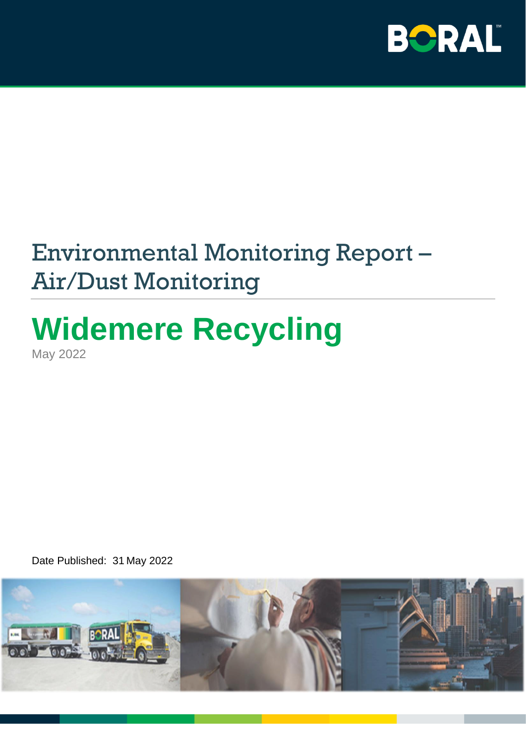BORAL

# Environmental Monitoring Report – Air/Dust Monitoring

## Widemere Recycling

May 2022

Date Published: 31 May 2022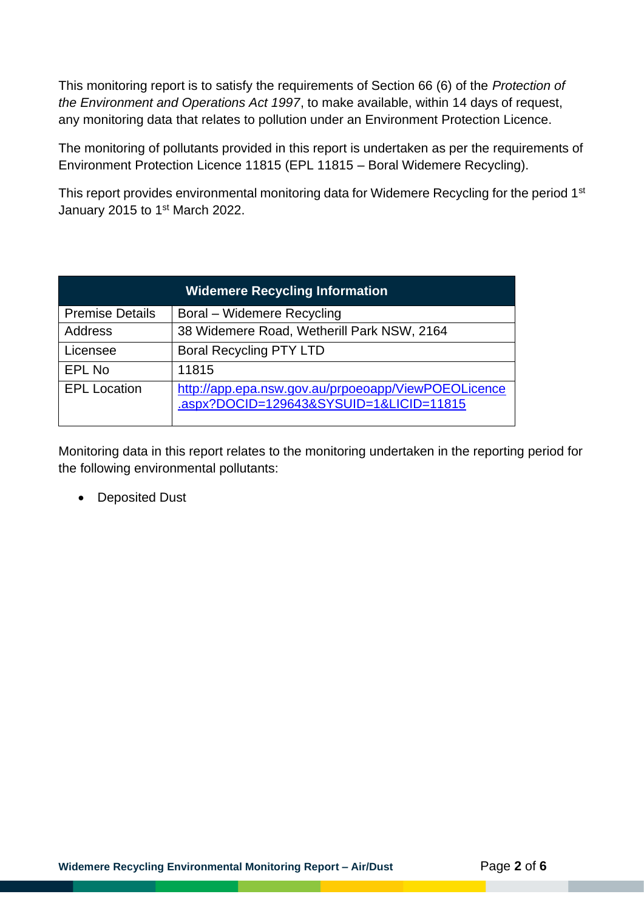This monitoring report is to satisfy the requirements of Section 66 (6) of the *Protection of the Environment and Operations Act 1997*, to make available, within 14 days of request, any monitoring data that relates to pollution under an Environment Protection Licence.

The monitoring of pollutants provided in this report is undertaken as per the requirements of Environment Protection Licence 11815 (EPL 11815 – Boral Widemere Recycling).

This report provides environmental monitoring data for Widemere Recycling for the period 1st January 2015 to 1st March 2022.

| Widemere Recycling Information | |
|---|---|
| Premise Details | Boral – Widemere Recycling |
| Address | 38 Widemere Road, Wetherill Park NSW, 2164 |
| Licensee | Boral Recycling PTY LTD |
| EPL No | 11815 |
| EPL Location | [http://app.epa.nsw.gov.au/prpoeoapp/ViewPOEOLicence.aspx?DOCID=129643&SYSUID=1&LICID=11815](http://app.epa.nsw.gov.au/prpoeoapp/ViewPOEOLicence.aspx?DOCID=129643&SYSUID=1&LICID=11815) |

Monitoring data in this report relates to the monitoring undertaken in the reporting period for the following environmental pollutants:

- Deposited Dust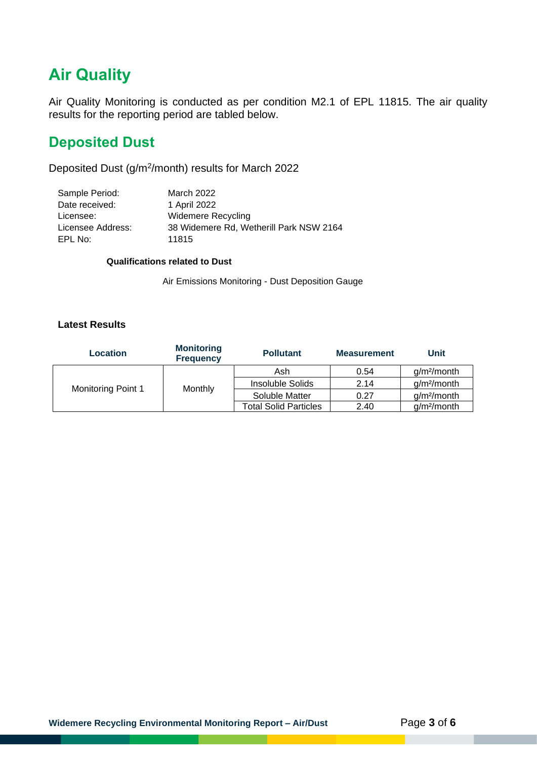# Air Quality

Air Quality Monitoring is conducted as per condition M2.1 of EPL 11815. The air quality results for the reporting period are tabled below.

## Deposited Dust

Deposited Dust ($g/m^2$/month) results for March 2022

| | |
|---|---|
| Sample Period: | March 2022 |
| Date received: | 1 April 2022 |
| Licensee: | Widemere Recycling |
| Licensee Address: | 38 Widemere Rd, Wetherill Park NSW 2164 |
| EPL No: | 11815 |

**Qualifications related to Dust**

Air Emissions Monitoring - Dust Deposition Gauge

**Latest Results**

| Location | Monitoring Frequency | Pollutant | Measurement | Unit |
|---|---|---|---|---|
| Monitoring Point 1 | Monthly | Ash | 0.54 | $g/m^2$/month |
| | | Insoluble Solids | 2.14 | $g/m^2$/month |
| | | Soluble Matter | 0.27 | $g/m^2$/month |
| | | Total Solid Particles | 2.40 | $g/m^2$/month |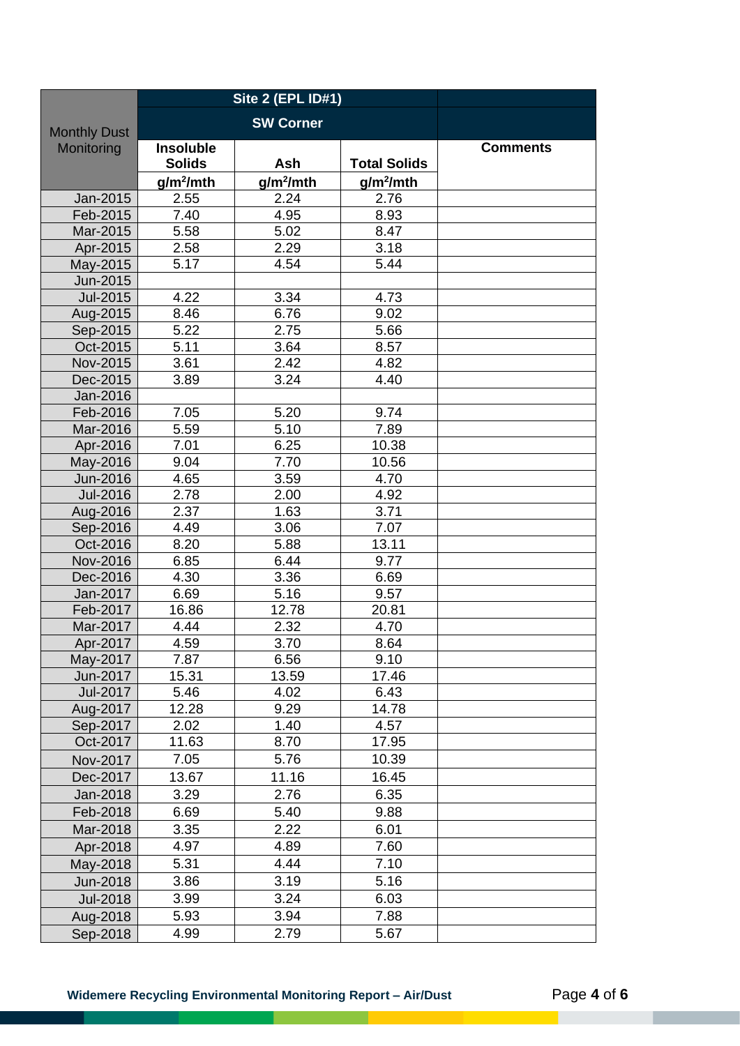| Monthly Dust Monitoring | Site 2 (EPL ID#1) SW Corner | | | Comments |
|---|---|---|---|---|
| | Insoluble Solids | Ash | Total Solids | |
| | $g/m^2/mth$ | $g/m^2/mth$ | $g/m^2/mth$ | |
| Jan-2015 | 2.55 | 2.24 | 2.76 | |
| Feb-2015 | 7.40 | 4.95 | 8.93 | |
| Mar-2015 | 5.58 | 5.02 | 8.47 | |
| Apr-2015 | 2.58 | 2.29 | 3.18 | |
| May-2015 | 5.17 | 4.54 | 5.44 | |
| Jun-2015 | | | | |
| Jul-2015 | 4.22 | 3.34 | 4.73 | |
| Aug-2015 | 8.46 | 6.76 | 9.02 | |
| Sep-2015 | 5.22 | 2.75 | 5.66 | |
| Oct-2015 | 5.11 | 3.64 | 8.57 | |
| Nov-2015 | 3.61 | 2.42 | 4.82 | |
| Dec-2015 | 3.89 | 3.24 | 4.40 | |
| Jan-2016 | | | | |
| Feb-2016 | 7.05 | 5.20 | 9.74 | |
| Mar-2016 | 5.59 | 5.10 | 7.89 | |
| Apr-2016 | 7.01 | 6.25 | 10.38 | |
| May-2016 | 9.04 | 7.70 | 10.56 | |
| Jun-2016 | 4.65 | 3.59 | 4.70 | |
| Jul-2016 | 2.78 | 2.00 | 4.92 | |
| Aug-2016 | 2.37 | 1.63 | 3.71 | |
| Sep-2016 | 4.49 | 3.06 | 7.07 | |
| Oct-2016 | 8.20 | 5.88 | 13.11 | |
| Nov-2016 | 6.85 | 6.44 | 9.77 | |
| Dec-2016 | 4.30 | 3.36 | 6.69 | |
| Jan-2017 | 6.69 | 5.16 | 9.57 | |
| Feb-2017 | 16.86 | 12.78 | 20.81 | |
| Mar-2017 | 4.44 | 2.32 | 4.70 | |
| Apr-2017 | 4.59 | 3.70 | 8.64 | |
| May-2017 | 7.87 | 6.56 | 9.10 | |
| Jun-2017 | 15.31 | 13.59 | 17.46 | |
| Jul-2017 | 5.46 | 4.02 | 6.43 | |
| Aug-2017 | 12.28 | 9.29 | 14.78 | |
| Sep-2017 | 2.02 | 1.40 | 4.57 | |
| Oct-2017 | 11.63 | 8.70 | 17.95 | |
| Nov-2017 | 7.05 | 5.76 | 10.39 | |
| Dec-2017 | 13.67 | 11.16 | 16.45 | |
| Jan-2018 | 3.29 | 2.76 | 6.35 | |
| Feb-2018 | 6.69 | 5.40 | 9.88 | |
| Mar-2018 | 3.35 | 2.22 | 6.01 | |
| Apr-2018 | 4.97 | 4.89 | 7.60 | |
| May-2018 | 5.31 | 4.44 | 7.10 | |
| Jun-2018 | 3.86 | 3.19 | 5.16 | |
| Jul-2018 | 3.99 | 3.24 | 6.03 | |
| Aug-2018 | 5.93 | 3.94 | 7.88 | |
| Sep-2018 | 4.99 | 2.79 | 5.67 | |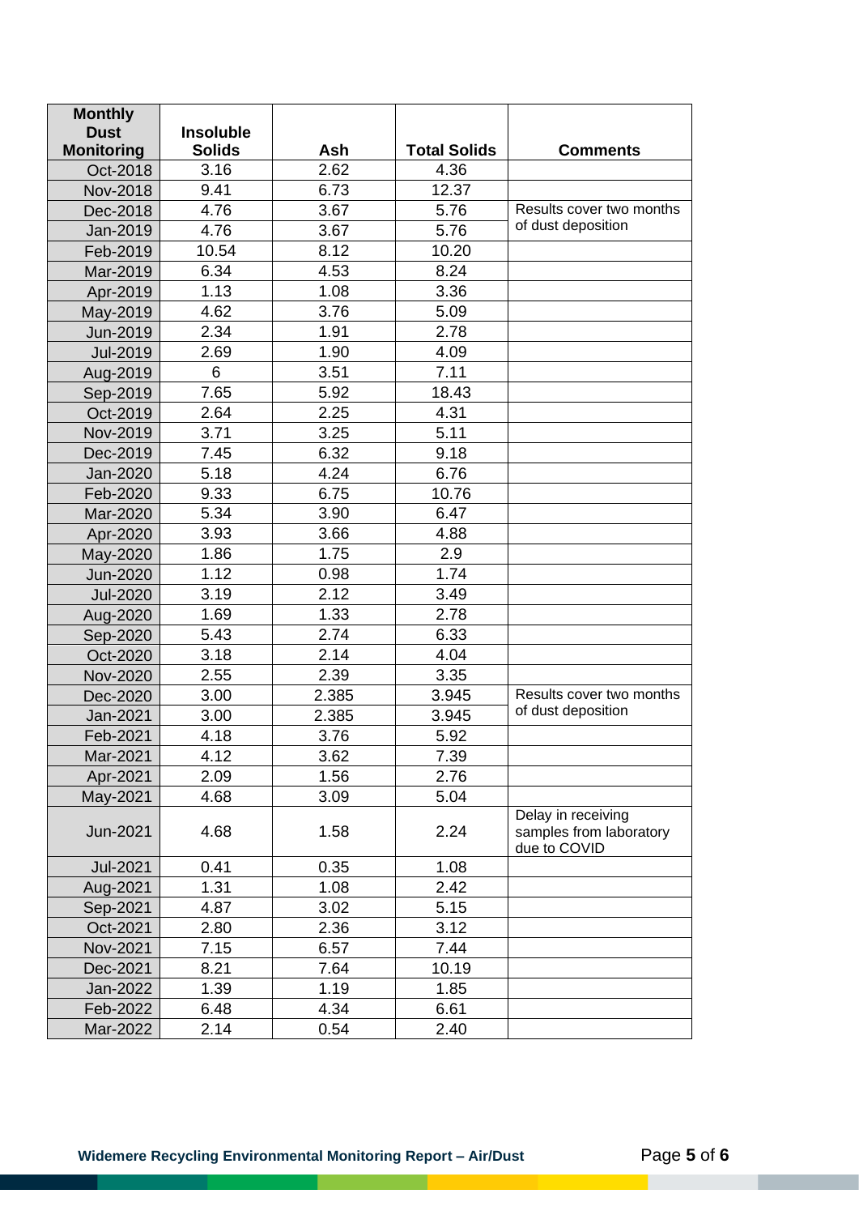| Monthly Dust Monitoring | Insoluble Solids | Ash | Total Solids | Comments |
|---|---|---|---|---|
| Oct-2018 | 3.16 | 2.62 | 4.36 | |
| Nov-2018 | 9.41 | 6.73 | 12.37 | |
| Dec-2018 | 4.76 | 3.67 | 5.76 | Results cover two months of dust deposition |
| Jan-2019 | 4.76 | 3.67 | 5.76 | |
| Feb-2019 | 10.54 | 8.12 | 10.20 | |
| Mar-2019 | 6.34 | 4.53 | 8.24 | |
| Apr-2019 | 1.13 | 1.08 | 3.36 | |
| May-2019 | 4.62 | 3.76 | 5.09 | |
| Jun-2019 | 2.34 | 1.91 | 2.78 | |
| Jul-2019 | 2.69 | 1.90 | 4.09 | |
| Aug-2019 | 6 | 3.51 | 7.11 | |
| Sep-2019 | 7.65 | 5.92 | 18.43 | |
| Oct-2019 | 2.64 | 2.25 | 4.31 | |
| Nov-2019 | 3.71 | 3.25 | 5.11 | |
| Dec-2019 | 7.45 | 6.32 | 9.18 | |
| Jan-2020 | 5.18 | 4.24 | 6.76 | |
| Feb-2020 | 9.33 | 6.75 | 10.76 | |
| Mar-2020 | 5.34 | 3.90 | 6.47 | |
| Apr-2020 | 3.93 | 3.66 | 4.88 | |
| May-2020 | 1.86 | 1.75 | 2.9 | |
| Jun-2020 | 1.12 | 0.98 | 1.74 | |
| Jul-2020 | 3.19 | 2.12 | 3.49 | |
| Aug-2020 | 1.69 | 1.33 | 2.78 | |
| Sep-2020 | 5.43 | 2.74 | 6.33 | |
| Oct-2020 | 3.18 | 2.14 | 4.04 | |
| Nov-2020 | 2.55 | 2.39 | 3.35 | |
| Dec-2020 | 3.00 | 2.385 | 3.945 | Results cover two months of dust deposition |
| Jan-2021 | 3.00 | 2.385 | 3.945 | |
| Feb-2021 | 4.18 | 3.76 | 5.92 | |
| Mar-2021 | 4.12 | 3.62 | 7.39 | |
| Apr-2021 | 2.09 | 1.56 | 2.76 | |
| May-2021 | 4.68 | 3.09 | 5.04 | |
| Jun-2021 | 4.68 | 1.58 | 2.24 | Delay in receiving samples from laboratory due to COVID |
| Jul-2021 | 0.41 | 0.35 | 1.08 | |
| Aug-2021 | 1.31 | 1.08 | 2.42 | |
| Sep-2021 | 4.87 | 3.02 | 5.15 | |
| Oct-2021 | 2.80 | 2.36 | 3.12 | |
| Nov-2021 | 7.15 | 6.57 | 7.44 | |
| Dec-2021 | 8.21 | 7.64 | 10.19 | |
| Jan-2022 | 1.39 | 1.19 | 1.85 | |
| Feb-2022 | 6.48 | 4.34 | 6.61 | |
| Mar-2022 | 2.14 | 0.54 | 2.40 | |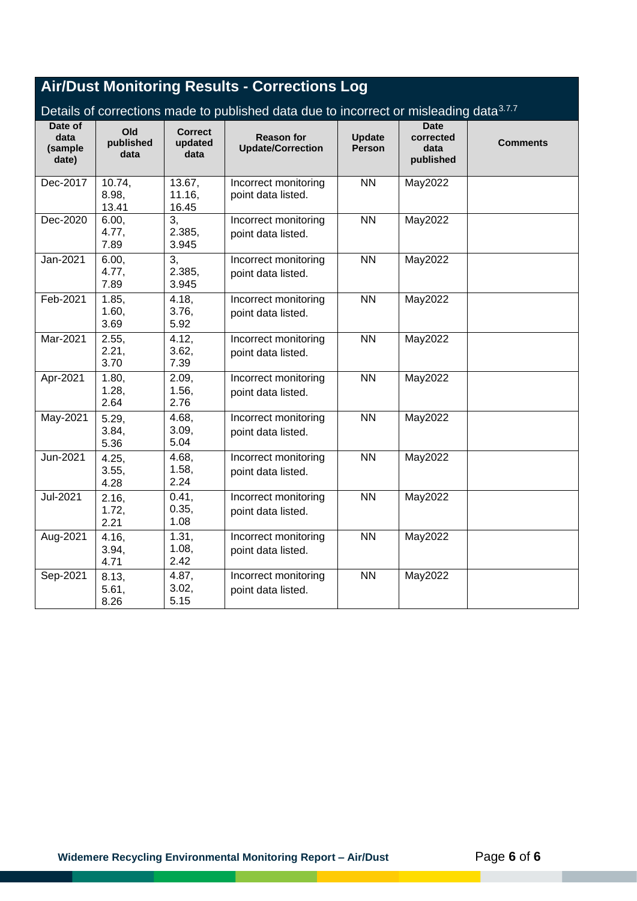## Air/Dust Monitoring Results - Corrections Log

Details of corrections made to published data due to incorrect or misleading data[3.7.7]

| Date of data (sample date) | Old published data | Correct updated data | Reason for Update/Correction | Update Person | Date corrected data published | Comments |
|---|---|---|---|---|---|---|
| Dec-2017 | 10.74, 8.98, 13.41 | 13.67, 11.16, 16.45 | Incorrect monitoring point data listed. | NN | May2022 | |
| Dec-2020 | 6.00, 4.77, 7.89 | 3, 2.385, 3.945 | Incorrect monitoring point data listed. | NN | May2022 | |
| Jan-2021 | 6.00, 4.77, 7.89 | 3, 2.385, 3.945 | Incorrect monitoring point data listed. | NN | May2022 | |
| Feb-2021 | 1.85, 1.60, 3.69 | 4.18, 3.76, 5.92 | Incorrect monitoring point data listed. | NN | May2022 | |
| Mar-2021 | 2.55, 2.21, 3.70 | 4.12, 3.62, 7.39 | Incorrect monitoring point data listed. | NN | May2022 | |
| Apr-2021 | 1.80, 1.28, 2.64 | 2.09, 1.56, 2.76 | Incorrect monitoring point data listed. | NN | May2022 | |
| May-2021 | 5.29, 3.84, 5.36 | 4.68, 3.09, 5.04 | Incorrect monitoring point data listed. | NN | May2022 | |
| Jun-2021 | 4.25, 3.55, 4.28 | 4.68, 1.58, 2.24 | Incorrect monitoring point data listed. | NN | May2022 | |
| Jul-2021 | 2.16, 1.72, 2.21 | 0.41, 0.35, 1.08 | Incorrect monitoring point data listed. | NN | May2022 | |
| Aug-2021 | 4.16, 3.94, 4.71 | 1.31, 1.08, 2.42 | Incorrect monitoring point data listed. | NN | May2022 | |
| Sep-2021 | 8.13, 5.61, 8.26 | 4.87, 3.02, 5.15 | Incorrect monitoring point data listed. | NN | May2022 | |